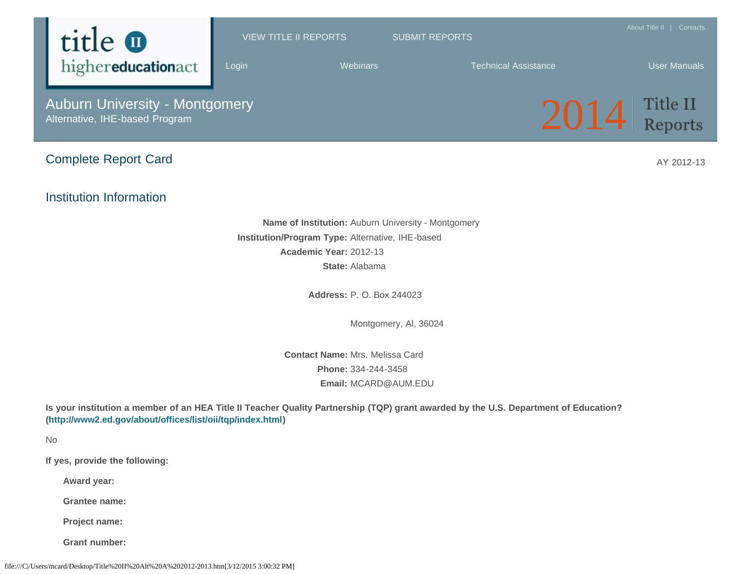# Auburn University - Montgomery

Alternative, IHE-based Program

2014 Title II Reports

## Complete Report Card

AY 2012-13

## Institution Information

**Name of Institution:** Auburn University - Montgomery

**Institution/Program Type:** Alternative, IHE-based

**Academic Year:** 2012-13

**State:** Alabama

**Address:** P. O. Box 244023

Montgomery, Al, 36024

**Contact Name:** Mrs. Melissa Card

**Phone:** 334-244-3458

**Email:** MCARD@AUM.EDU

**Is your institution a member of an HEA Title II Teacher Quality Partnership (TQP) grant awarded by the U.S. Department of Education? (http://www2.ed.gov/about/offices/list/oii/tqp/index.html)**

No

**If yes, provide the following:**

**Award year:**

**Grantee name:**

**Project name:**

**Grant number:**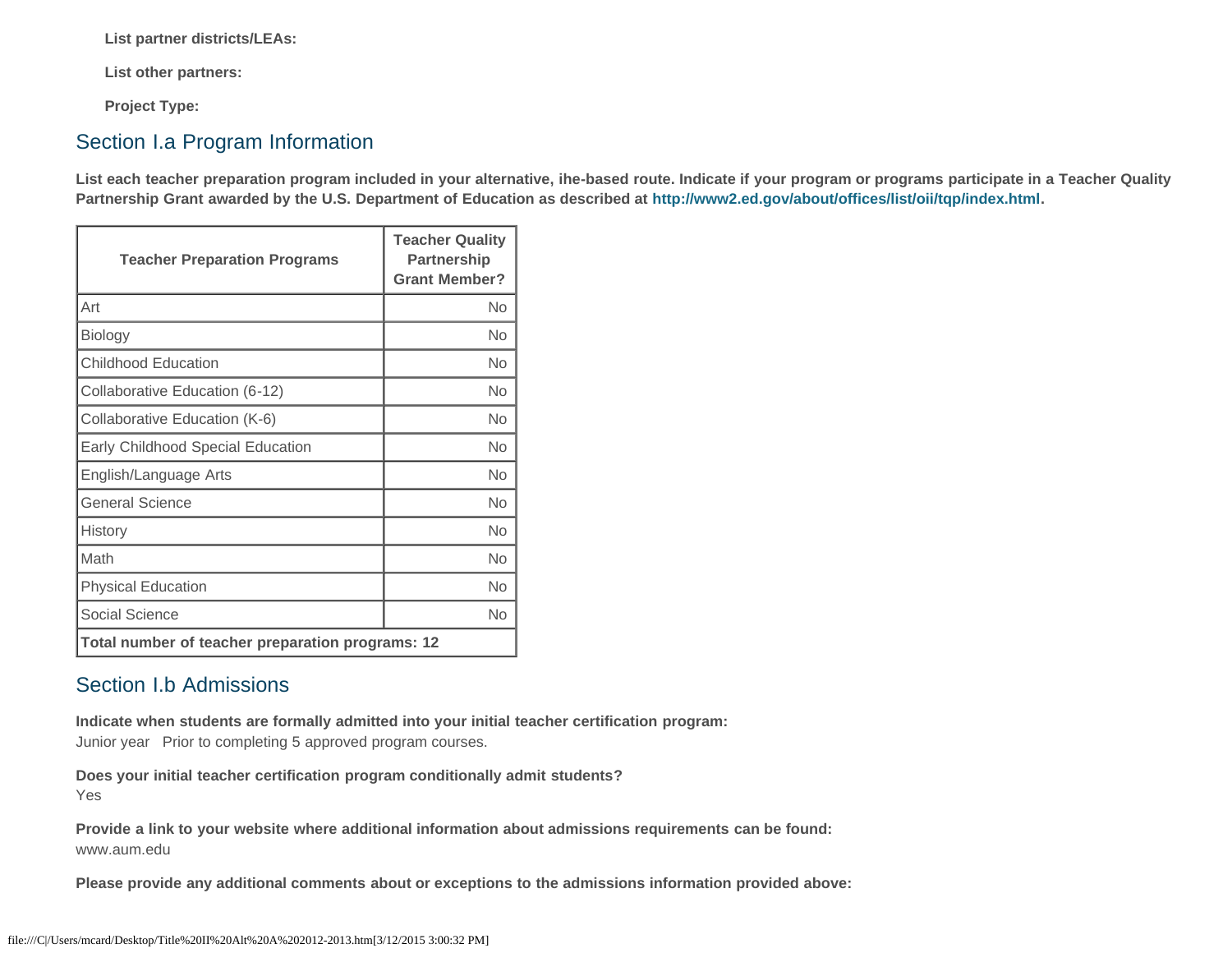**List partner districts/LEAs:**

**List other partners:**

**Project Type:**

## Section I.a Program Information

**List each teacher preparation program included in your alternative, ihe-based route. Indicate if your program or programs participate in a Teacher Quality Partnership Grant awarded by the U.S. Department of Education as described at http://www2.ed.gov/about/offices/list/oii/tqp/index.html.**

| Teacher Preparation Programs | Teacher Quality Partnership Grant Member? |
|---|---|
| Art | No |
| Biology | No |
| Childhood Education | No |
| Collaborative Education (6-12) | No |
| Collaborative Education (K-6) | No |
| Early Childhood Special Education | No |
| English/Language Arts | No |
| General Science | No |
| History | No |
| Math | No |
| Physical Education | No |
| Social Science | No |
| **Total number of teacher preparation programs: 12** | |

## Section I.b Admissions

**Indicate when students are formally admitted into your initial teacher certification program:**
Junior year Prior to completing 5 approved program courses.

**Does your initial teacher certification program conditionally admit students?**
Yes

**Provide a link to your website where additional information about admissions requirements can be found:**
www.aum.edu

**Please provide any additional comments about or exceptions to the admissions information provided above:**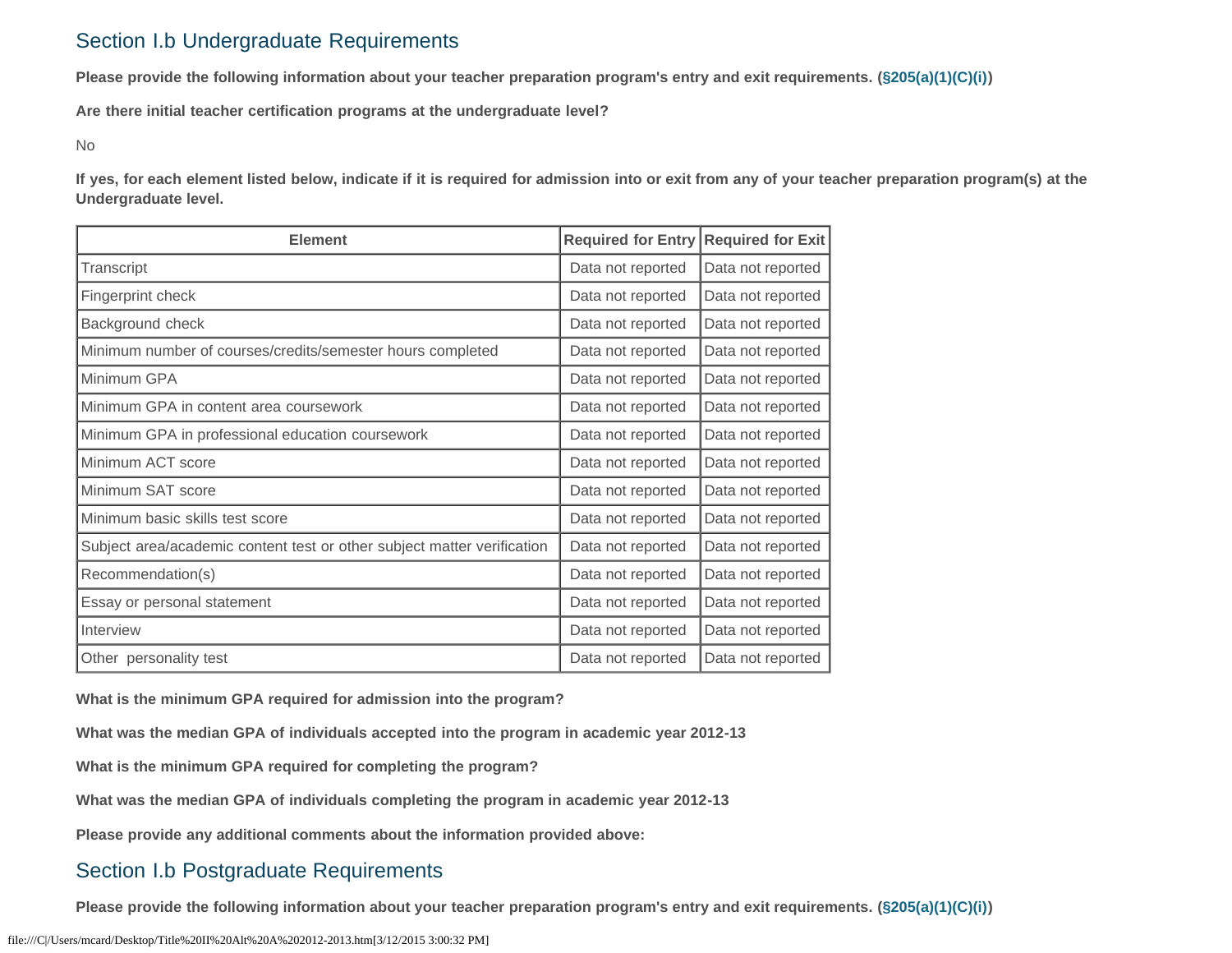## Section I.b Undergraduate Requirements

**Please provide the following information about your teacher preparation program's entry and exit requirements. (§205(a)(1)(C)(i))**

**Are there initial teacher certification programs at the undergraduate level?**

No

**If yes, for each element listed below, indicate if it is required for admission into or exit from any of your teacher preparation program(s) at the Undergraduate level.**

| Element | Required for Entry | Required for Exit |
|---|---|---|
| Transcript | Data not reported | Data not reported |
| Fingerprint check | Data not reported | Data not reported |
| Background check | Data not reported | Data not reported |
| Minimum number of courses/credits/semester hours completed | Data not reported | Data not reported |
| Minimum GPA | Data not reported | Data not reported |
| Minimum GPA in content area coursework | Data not reported | Data not reported |
| Minimum GPA in professional education coursework | Data not reported | Data not reported |
| Minimum ACT score | Data not reported | Data not reported |
| Minimum SAT score | Data not reported | Data not reported |
| Minimum basic skills test score | Data not reported | Data not reported |
| Subject area/academic content test or other subject matter verification | Data not reported | Data not reported |
| Recommendation(s) | Data not reported | Data not reported |
| Essay or personal statement | Data not reported | Data not reported |
| Interview | Data not reported | Data not reported |
| Other personality test | Data not reported | Data not reported |

**What is the minimum GPA required for admission into the program?**

**What was the median GPA of individuals accepted into the program in academic year 2012-13**

**What is the minimum GPA required for completing the program?**

**What was the median GPA of individuals completing the program in academic year 2012-13**

**Please provide any additional comments about the information provided above:**

## Section I.b Postgraduate Requirements

**Please provide the following information about your teacher preparation program's entry and exit requirements. (§205(a)(1)(C)(i))**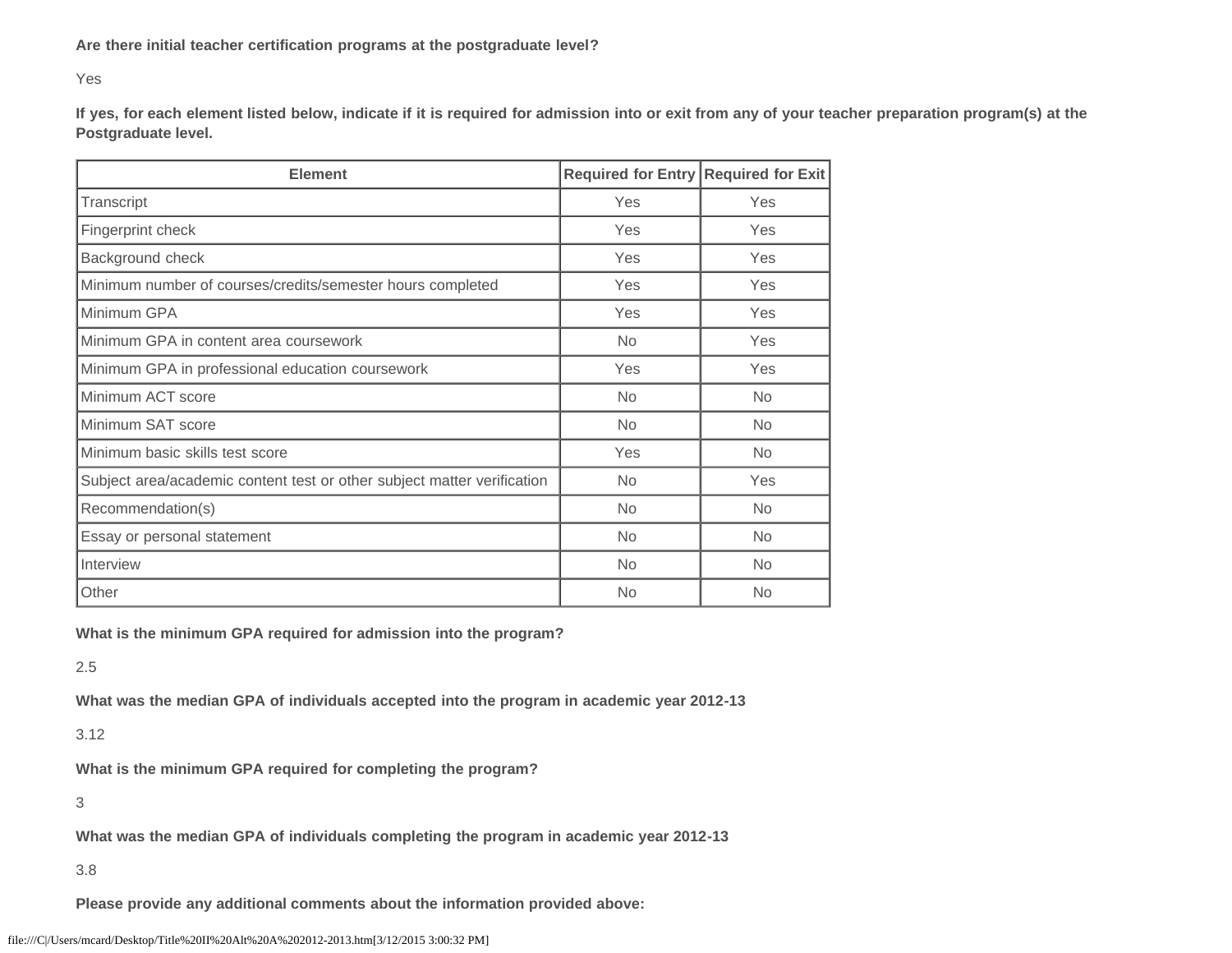**Are there initial teacher certification programs at the postgraduate level?**

Yes

**If yes, for each element listed below, indicate if it is required for admission into or exit from any of your teacher preparation program(s) at the Postgraduate level.**

| Element | Required for Entry | Required for Exit |
|---|---|---|
| Transcript | Yes | Yes |
| Fingerprint check | Yes | Yes |
| Background check | Yes | Yes |
| Minimum number of courses/credits/semester hours completed | Yes | Yes |
| Minimum GPA | Yes | Yes |
| Minimum GPA in content area coursework | No | Yes |
| Minimum GPA in professional education coursework | Yes | Yes |
| Minimum ACT score | No | No |
| Minimum SAT score | No | No |
| Minimum basic skills test score | Yes | No |
| Subject area/academic content test or other subject matter verification | No | Yes |
| Recommendation(s) | No | No |
| Essay or personal statement | No | No |
| Interview | No | No |
| Other | No | No |

**What is the minimum GPA required for admission into the program?**

2.5

**What was the median GPA of individuals accepted into the program in academic year 2012-13**

3.12

**What is the minimum GPA required for completing the program?**

3

**What was the median GPA of individuals completing the program in academic year 2012-13**

3.8

**Please provide any additional comments about the information provided above:**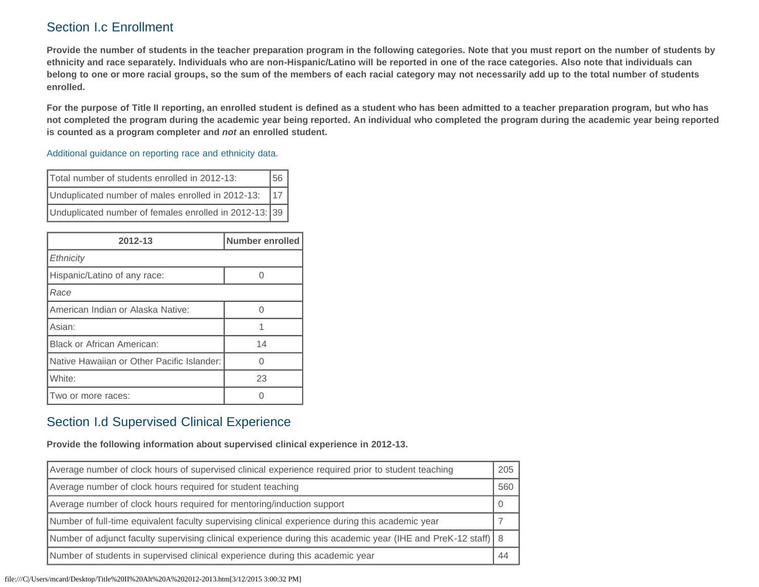## Section I.c Enrollment

**Provide the number of students in the teacher preparation program in the following categories. Note that you must report on the number of students by ethnicity and race separately. Individuals who are non-Hispanic/Latino will be reported in one of the race categories. Also note that individuals can belong to one or more racial groups, so the sum of the members of each racial category may not necessarily add up to the total number of students enrolled.**

**For the purpose of Title II reporting, an enrolled student is defined as a student who has been admitted to a teacher preparation program, but who has not completed the program during the academic year being reported. An individual who completed the program during the academic year being reported is counted as a program completer and *not* an enrolled student.**

Additional guidance on reporting race and ethnicity data.

| | |
|---|---|
| Total number of students enrolled in 2012-13: | 56 |
| Unduplicated number of males enrolled in 2012-13: | 17 |
| Unduplicated number of females enrolled in 2012-13: | 39 |

| 2012-13 | Number enrolled |
|---|---|
| *Ethnicity* | |
| Hispanic/Latino of any race: | 0 |
| *Race* | |
| American Indian or Alaska Native: | 0 |
| Asian: | 1 |
| Black or African American: | 14 |
| Native Hawaiian or Other Pacific Islander: | 0 |
| White: | 23 |
| Two or more races: | 0 |

## Section I.d Supervised Clinical Experience

**Provide the following information about supervised clinical experience in 2012-13.**

| | |
|---|---|
| Average number of clock hours of supervised clinical experience required prior to student teaching | 205 |
| Average number of clock hours required for student teaching | 560 |
| Average number of clock hours required for mentoring/induction support | 0 |
| Number of full-time equivalent faculty supervising clinical experience during this academic year | 7 |
| Number of adjunct faculty supervising clinical experience during this academic year (IHE and PreK-12 staff) | 8 |
| Number of students in supervised clinical experience during this academic year | 44 |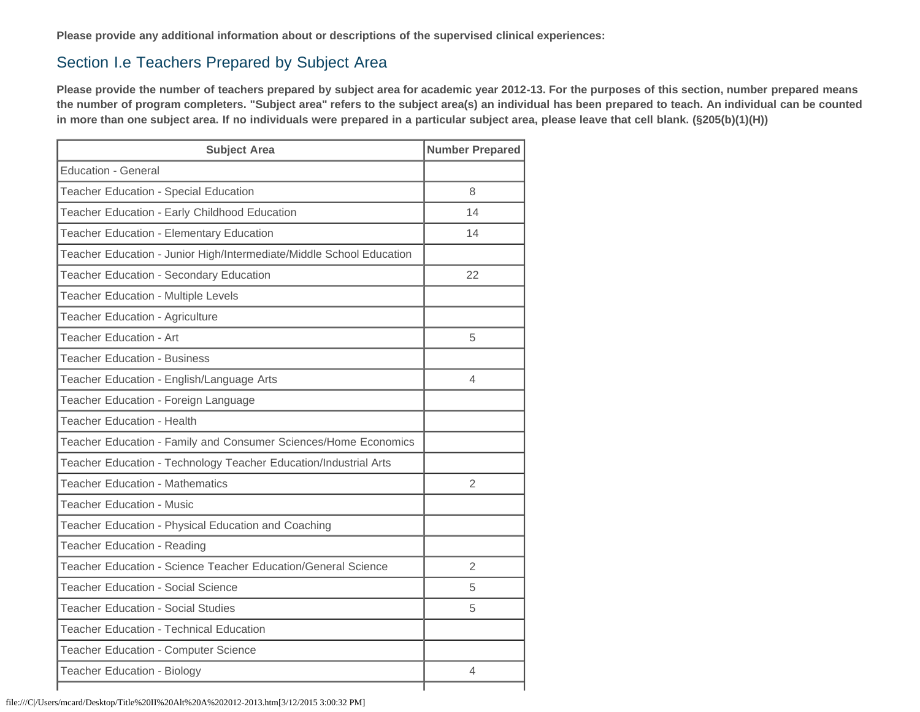**Please provide any additional information about or descriptions of the supervised clinical experiences:**

## Section I.e Teachers Prepared by Subject Area

**Please provide the number of teachers prepared by subject area for academic year 2012-13. For the purposes of this section, number prepared means the number of program completers. "Subject area" refers to the subject area(s) an individual has been prepared to teach. An individual can be counted in more than one subject area. If no individuals were prepared in a particular subject area, please leave that cell blank. (§205(b)(1)(H))**

| Subject Area | Number Prepared |
|---|---|
| Education - General | |
| Teacher Education - Special Education | 8 |
| Teacher Education - Early Childhood Education | 14 |
| Teacher Education - Elementary Education | 14 |
| Teacher Education - Junior High/Intermediate/Middle School Education | |
| Teacher Education - Secondary Education | 22 |
| Teacher Education - Multiple Levels | |
| Teacher Education - Agriculture | |
| Teacher Education - Art | 5 |
| Teacher Education - Business | |
| Teacher Education - English/Language Arts | 4 |
| Teacher Education - Foreign Language | |
| Teacher Education - Health | |
| Teacher Education - Family and Consumer Sciences/Home Economics | |
| Teacher Education - Technology Teacher Education/Industrial Arts | |
| Teacher Education - Mathematics | 2 |
| Teacher Education - Music | |
| Teacher Education - Physical Education and Coaching | |
| Teacher Education - Reading | |
| Teacher Education - Science Teacher Education/General Science | 2 |
| Teacher Education - Social Science | 5 |
| Teacher Education - Social Studies | 5 |
| Teacher Education - Technical Education | |
| Teacher Education - Computer Science | |
| Teacher Education - Biology | 4 |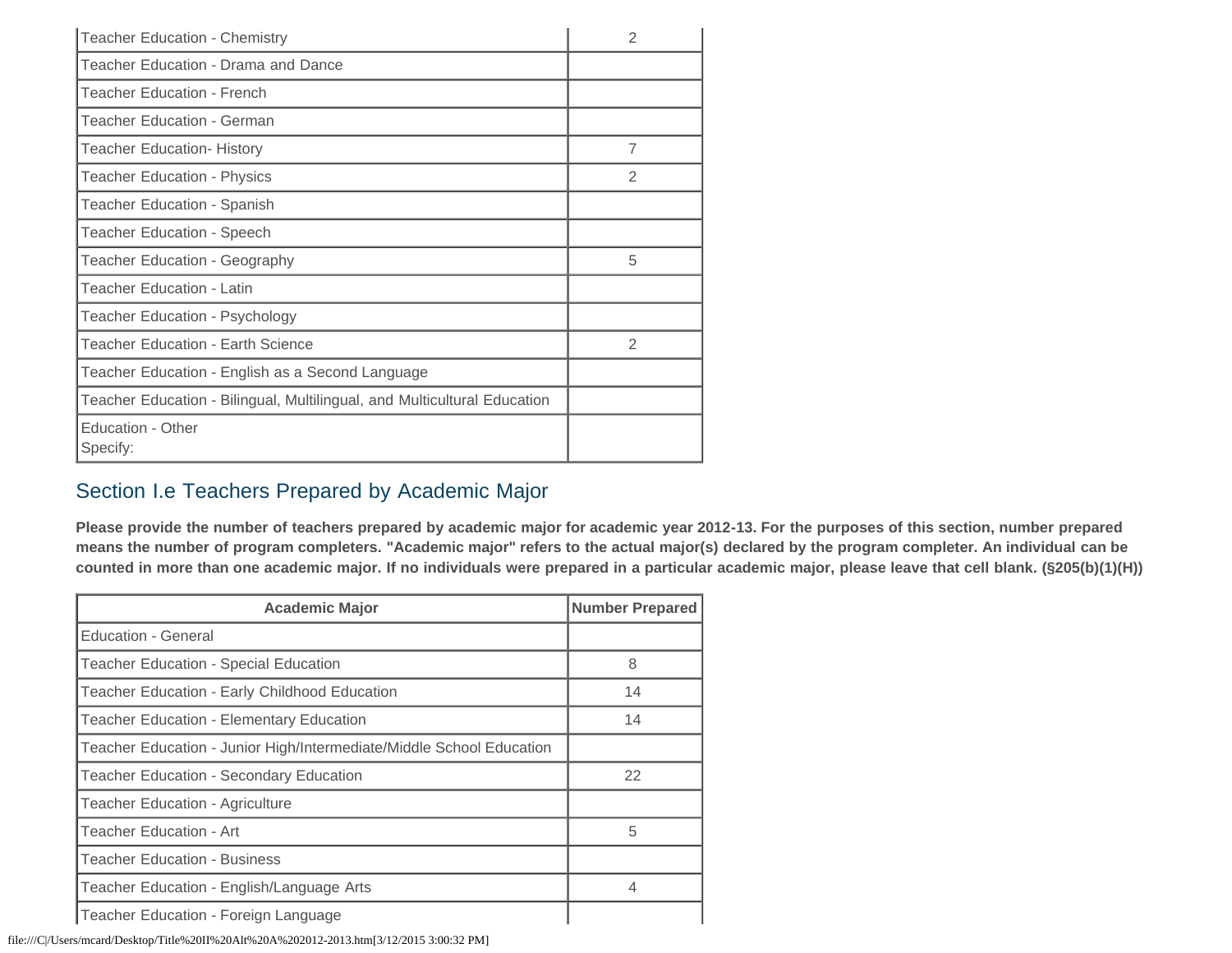| | |
|---|---|
| Teacher Education - Chemistry | 2 |
| Teacher Education - Drama and Dance | |
| Teacher Education - French | |
| Teacher Education - German | |
| Teacher Education- History | 7 |
| Teacher Education - Physics | 2 |
| Teacher Education - Spanish | |
| Teacher Education - Speech | |
| Teacher Education - Geography | 5 |
| Teacher Education - Latin | |
| Teacher Education - Psychology | |
| Teacher Education - Earth Science | 2 |
| Teacher Education - English as a Second Language | |
| Teacher Education - Bilingual, Multilingual, and Multicultural Education | |
| Education - Other<br>Specify: | |

## Section I.e Teachers Prepared by Academic Major

**Please provide the number of teachers prepared by academic major for academic year 2012-13. For the purposes of this section, number prepared means the number of program completers. "Academic major" refers to the actual major(s) declared by the program completer. An individual can be counted in more than one academic major. If no individuals were prepared in a particular academic major, please leave that cell blank. (§205(b)(1)(H))**

| Academic Major | Number Prepared |
|---|---|
| Education - General | |
| Teacher Education - Special Education | 8 |
| Teacher Education - Early Childhood Education | 14 |
| Teacher Education - Elementary Education | 14 |
| Teacher Education - Junior High/Intermediate/Middle School Education | |
| Teacher Education - Secondary Education | 22 |
| Teacher Education - Agriculture | |
| Teacher Education - Art | 5 |
| Teacher Education - Business | |
| Teacher Education - English/Language Arts | 4 |
| Teacher Education - Foreign Language | |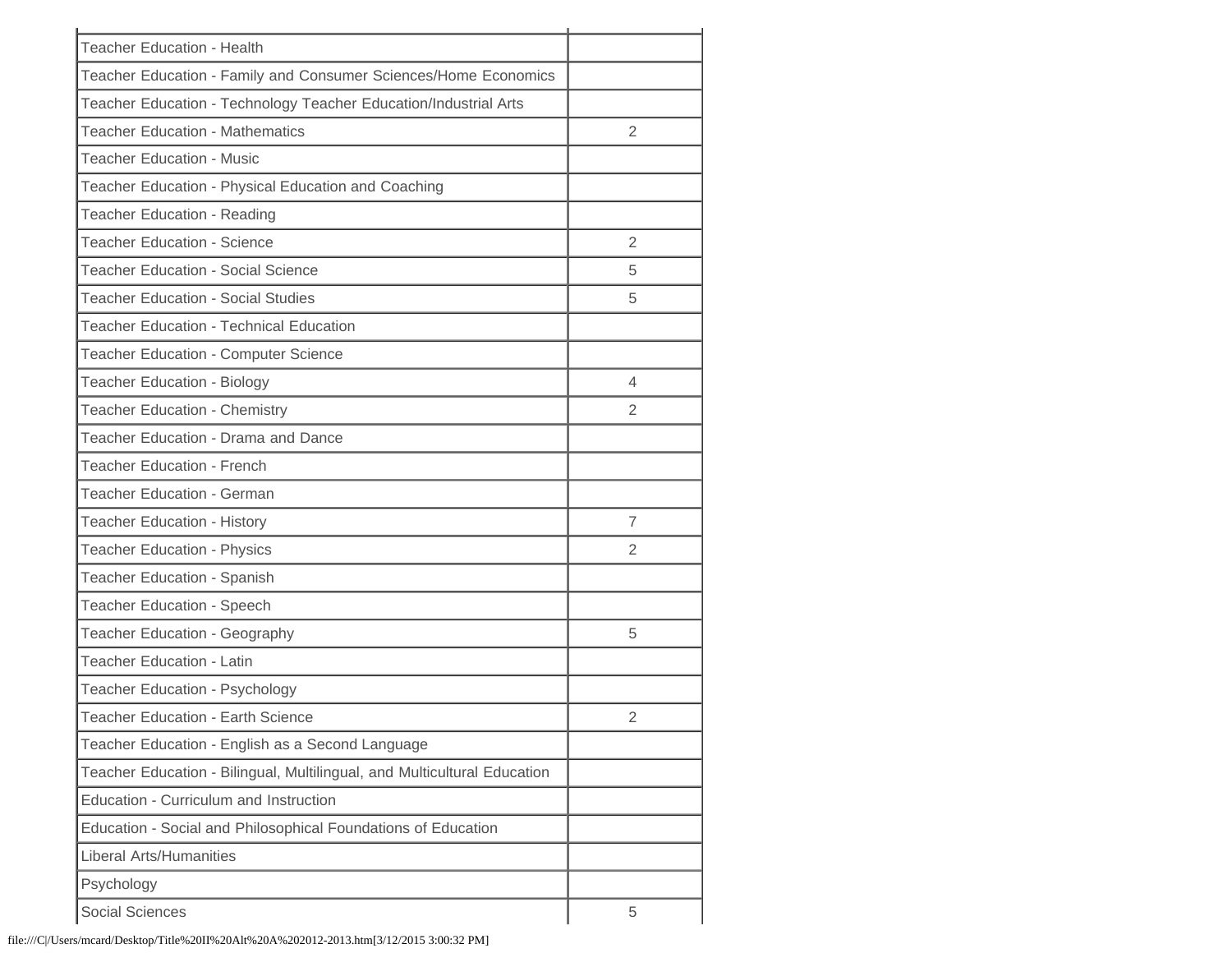| | |
|---|---|
| Teacher Education - Health | |
| Teacher Education - Family and Consumer Sciences/Home Economics | |
| Teacher Education - Technology Teacher Education/Industrial Arts | |
| Teacher Education - Mathematics | 2 |
| Teacher Education - Music | |
| Teacher Education - Physical Education and Coaching | |
| Teacher Education - Reading | |
| Teacher Education - Science | 2 |
| Teacher Education - Social Science | 5 |
| Teacher Education - Social Studies | 5 |
| Teacher Education - Technical Education | |
| Teacher Education - Computer Science | |
| Teacher Education - Biology | 4 |
| Teacher Education - Chemistry | 2 |
| Teacher Education - Drama and Dance | |
| Teacher Education - French | |
| Teacher Education - German | |
| Teacher Education - History | 7 |
| Teacher Education - Physics | 2 |
| Teacher Education - Spanish | |
| Teacher Education - Speech | |
| Teacher Education - Geography | 5 |
| Teacher Education - Latin | |
| Teacher Education - Psychology | |
| Teacher Education - Earth Science | 2 |
| Teacher Education - English as a Second Language | |
| Teacher Education - Bilingual, Multilingual, and Multicultural Education | |
| Education - Curriculum and Instruction | |
| Education - Social and Philosophical Foundations of Education | |
| Liberal Arts/Humanities | |
| Psychology | |
| Social Sciences | 5 |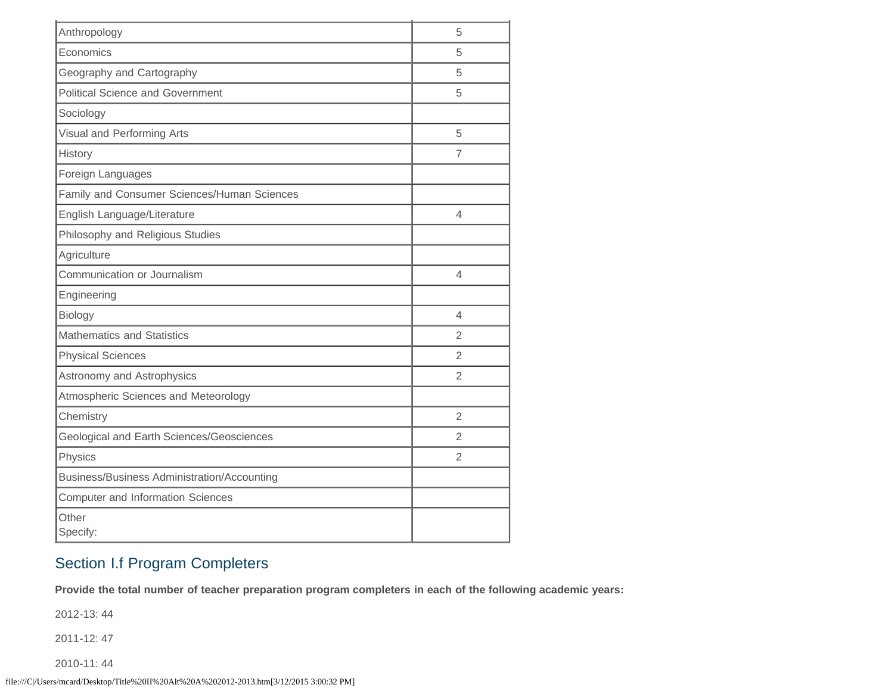| | |
|---|---|
| Anthropology | 5 |
| Economics | 5 |
| Geography and Cartography | 5 |
| Political Science and Government | 5 |
| Sociology | |
| Visual and Performing Arts | 5 |
| History | 7 |
| Foreign Languages | |
| Family and Consumer Sciences/Human Sciences | |
| English Language/Literature | 4 |
| Philosophy and Religious Studies | |
| Agriculture | |
| Communication or Journalism | 4 |
| Engineering | |
| Biology | 4 |
| Mathematics and Statistics | 2 |
| Physical Sciences | 2 |
| Astronomy and Astrophysics | 2 |
| Atmospheric Sciences and Meteorology | |
| Chemistry | 2 |
| Geological and Earth Sciences/Geosciences | 2 |
| Physics | 2 |
| Business/Business Administration/Accounting | |
| Computer and Information Sciences | |
| Other<br>Specify: | |

## Section I.f Program Completers

**Provide the total number of teacher preparation program completers in each of the following academic years:**

2012-13: 44

2011-12: 47

2010-11: 44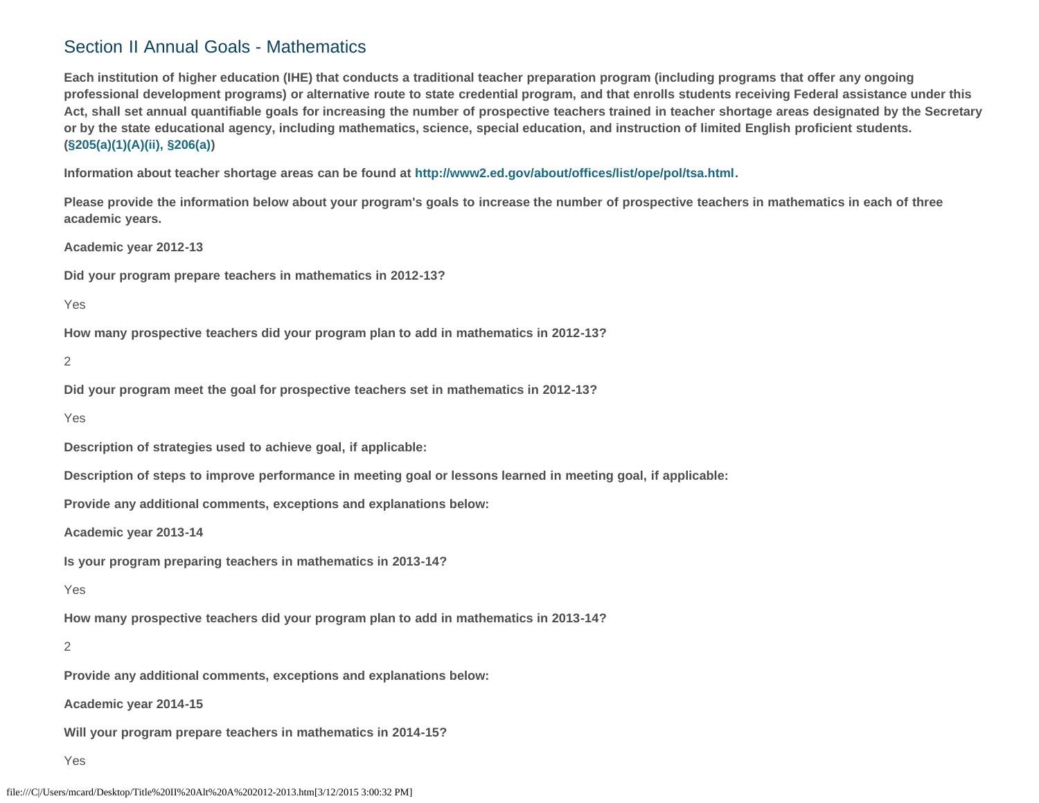## Section II Annual Goals - Mathematics

**Each institution of higher education (IHE) that conducts a traditional teacher preparation program (including programs that offer any ongoing professional development programs) or alternative route to state credential program, and that enrolls students receiving Federal assistance under this Act, shall set annual quantifiable goals for increasing the number of prospective teachers trained in teacher shortage areas designated by the Secretary or by the state educational agency, including mathematics, science, special education, and instruction of limited English proficient students. (§205(a)(1)(A)(ii), §206(a))**

**Information about teacher shortage areas can be found at http://www2.ed.gov/about/offices/list/ope/pol/tsa.html.**

**Please provide the information below about your program's goals to increase the number of prospective teachers in mathematics in each of three academic years.**

**Academic year 2012-13**

**Did your program prepare teachers in mathematics in 2012-13?**

Yes

**How many prospective teachers did your program plan to add in mathematics in 2012-13?**

2

**Did your program meet the goal for prospective teachers set in mathematics in 2012-13?**

Yes

**Description of strategies used to achieve goal, if applicable:**

**Description of steps to improve performance in meeting goal or lessons learned in meeting goal, if applicable:**

**Provide any additional comments, exceptions and explanations below:**

**Academic year 2013-14**

**Is your program preparing teachers in mathematics in 2013-14?**

Yes

**How many prospective teachers did your program plan to add in mathematics in 2013-14?**

2

**Provide any additional comments, exceptions and explanations below:**

**Academic year 2014-15**

**Will your program prepare teachers in mathematics in 2014-15?**

Yes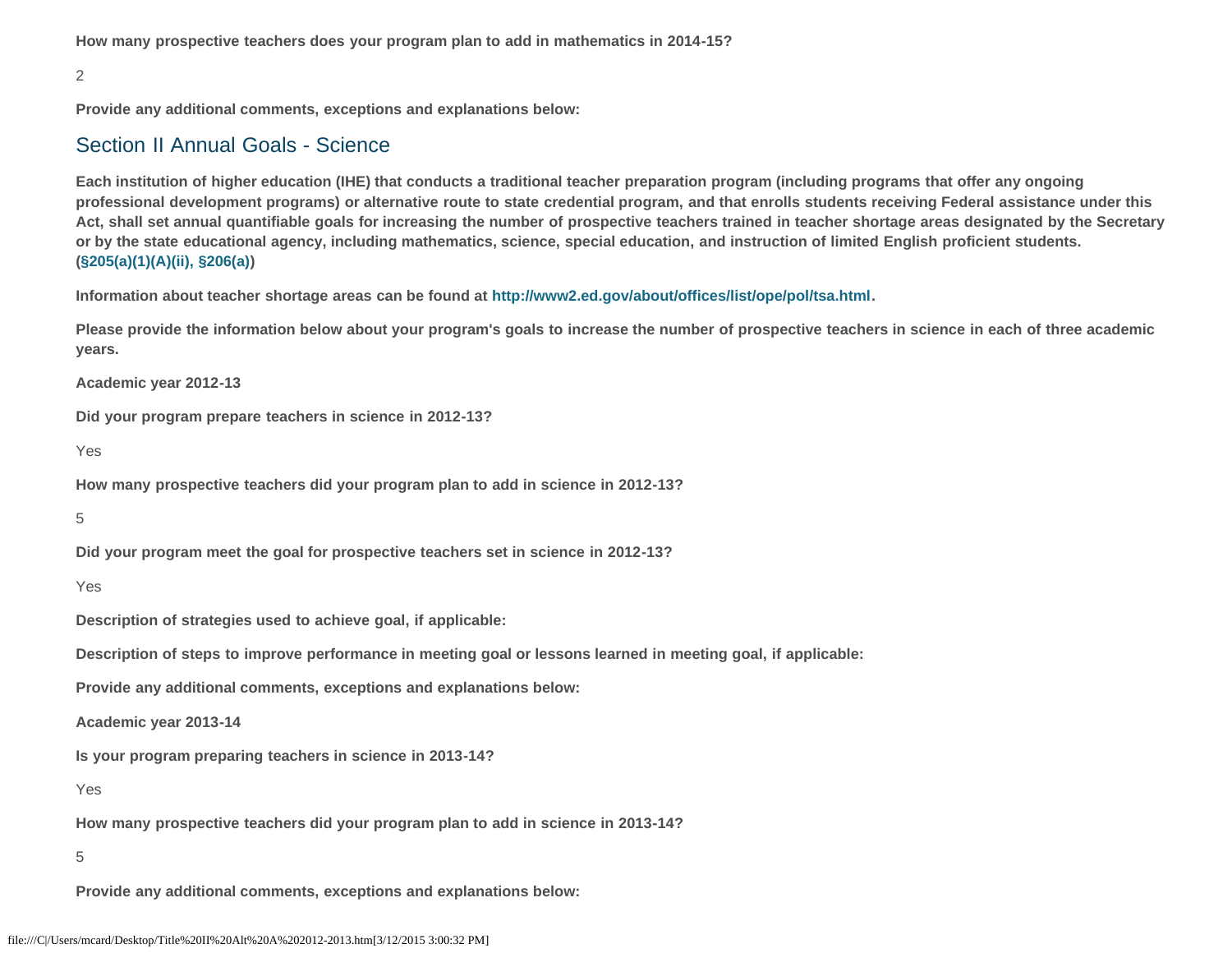**How many prospective teachers does your program plan to add in mathematics in 2014-15?**

2

**Provide any additional comments, exceptions and explanations below:**

## Section II Annual Goals - Science

**Each institution of higher education (IHE) that conducts a traditional teacher preparation program (including programs that offer any ongoing professional development programs) or alternative route to state credential program, and that enrolls students receiving Federal assistance under this Act, shall set annual quantifiable goals for increasing the number of prospective teachers trained in teacher shortage areas designated by the Secretary or by the state educational agency, including mathematics, science, special education, and instruction of limited English proficient students. (§205(a)(1)(A)(ii), §206(a))**

**Information about teacher shortage areas can be found at http://www2.ed.gov/about/offices/list/ope/pol/tsa.html.**

**Please provide the information below about your program's goals to increase the number of prospective teachers in science in each of three academic years.**

**Academic year 2012-13**

**Did your program prepare teachers in science in 2012-13?**

Yes

**How many prospective teachers did your program plan to add in science in 2012-13?**

5

**Did your program meet the goal for prospective teachers set in science in 2012-13?**

Yes

**Description of strategies used to achieve goal, if applicable:**

**Description of steps to improve performance in meeting goal or lessons learned in meeting goal, if applicable:**

**Provide any additional comments, exceptions and explanations below:**

**Academic year 2013-14**

**Is your program preparing teachers in science in 2013-14?**

Yes

**How many prospective teachers did your program plan to add in science in 2013-14?**

5

**Provide any additional comments, exceptions and explanations below:**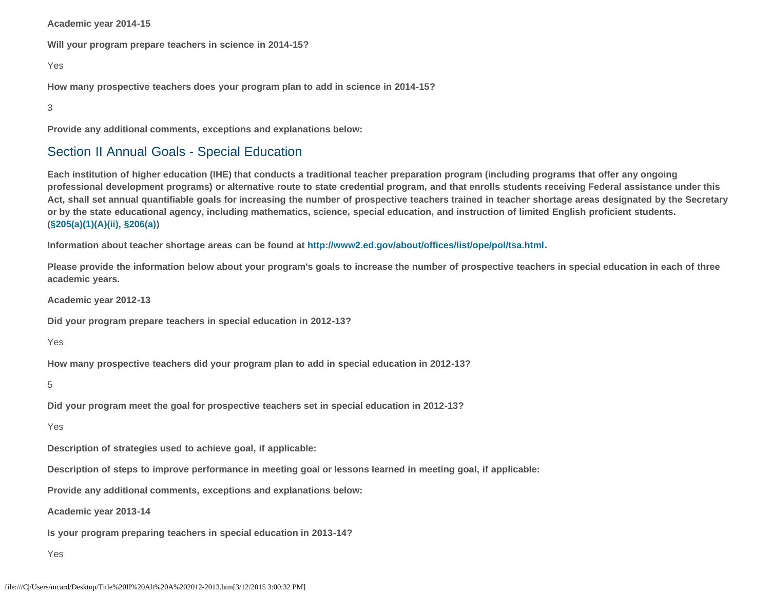**Academic year 2014-15**

**Will your program prepare teachers in science in 2014-15?**

Yes

**How many prospective teachers does your program plan to add in science in 2014-15?**

3

**Provide any additional comments, exceptions and explanations below:**

## Section II Annual Goals - Special Education

**Each institution of higher education (IHE) that conducts a traditional teacher preparation program (including programs that offer any ongoing professional development programs) or alternative route to state credential program, and that enrolls students receiving Federal assistance under this Act, shall set annual quantifiable goals for increasing the number of prospective teachers trained in teacher shortage areas designated by the Secretary or by the state educational agency, including mathematics, science, special education, and instruction of limited English proficient students. (§205(a)(1)(A)(ii), §206(a))**

**Information about teacher shortage areas can be found at http://www2.ed.gov/about/offices/list/ope/pol/tsa.html.**

**Please provide the information below about your program's goals to increase the number of prospective teachers in special education in each of three academic years.**

**Academic year 2012-13**

**Did your program prepare teachers in special education in 2012-13?**

Yes

**How many prospective teachers did your program plan to add in special education in 2012-13?**

5

**Did your program meet the goal for prospective teachers set in special education in 2012-13?**

Yes

**Description of strategies used to achieve goal, if applicable:**

**Description of steps to improve performance in meeting goal or lessons learned in meeting goal, if applicable:**

**Provide any additional comments, exceptions and explanations below:**

**Academic year 2013-14**

**Is your program preparing teachers in special education in 2013-14?**

Yes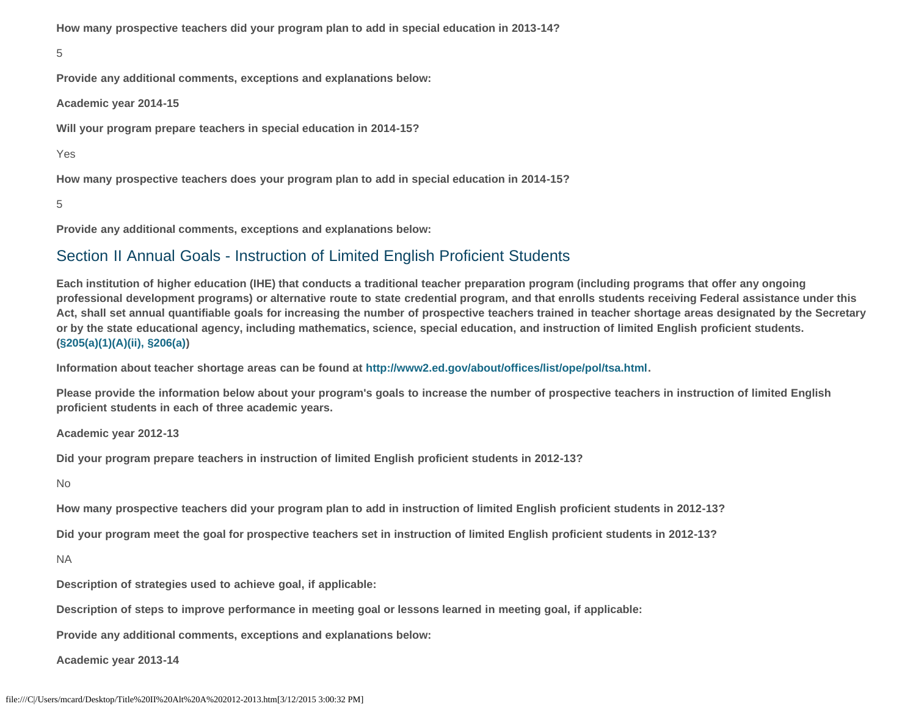**How many prospective teachers did your program plan to add in special education in 2013-14?**

5

**Provide any additional comments, exceptions and explanations below:**

**Academic year 2014-15**

**Will your program prepare teachers in special education in 2014-15?**

Yes

**How many prospective teachers does your program plan to add in special education in 2014-15?**

5

**Provide any additional comments, exceptions and explanations below:**

## Section II Annual Goals - Instruction of Limited English Proficient Students

**Each institution of higher education (IHE) that conducts a traditional teacher preparation program (including programs that offer any ongoing professional development programs) or alternative route to state credential program, and that enrolls students receiving Federal assistance under this Act, shall set annual quantifiable goals for increasing the number of prospective teachers trained in teacher shortage areas designated by the Secretary or by the state educational agency, including mathematics, science, special education, and instruction of limited English proficient students. (§205(a)(1)(A)(ii), §206(a))**

**Information about teacher shortage areas can be found at http://www2.ed.gov/about/offices/list/ope/pol/tsa.html.**

**Please provide the information below about your program's goals to increase the number of prospective teachers in instruction of limited English proficient students in each of three academic years.**

**Academic year 2012-13**

**Did your program prepare teachers in instruction of limited English proficient students in 2012-13?**

No

**How many prospective teachers did your program plan to add in instruction of limited English proficient students in 2012-13?**

**Did your program meet the goal for prospective teachers set in instruction of limited English proficient students in 2012-13?**

NA

**Description of strategies used to achieve goal, if applicable:**

**Description of steps to improve performance in meeting goal or lessons learned in meeting goal, if applicable:**

**Provide any additional comments, exceptions and explanations below:**

**Academic year 2013-14**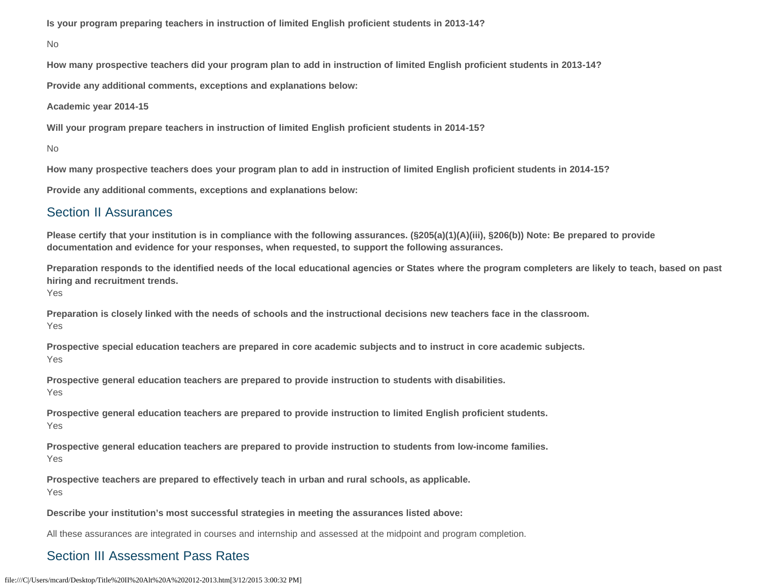**Is your program preparing teachers in instruction of limited English proficient students in 2013-14?**

No

**How many prospective teachers did your program plan to add in instruction of limited English proficient students in 2013-14?**

**Provide any additional comments, exceptions and explanations below:**

**Academic year 2014-15**

**Will your program prepare teachers in instruction of limited English proficient students in 2014-15?**

No

**How many prospective teachers does your program plan to add in instruction of limited English proficient students in 2014-15?**

**Provide any additional comments, exceptions and explanations below:**

## Section II Assurances

**Please certify that your institution is in compliance with the following assurances. (§205(a)(1)(A)(iii), §206(b)) Note: Be prepared to provide documentation and evidence for your responses, when requested, to support the following assurances.**

**Preparation responds to the identified needs of the local educational agencies or States where the program completers are likely to teach, based on past hiring and recruitment trends.**
Yes

**Preparation is closely linked with the needs of schools and the instructional decisions new teachers face in the classroom.**
Yes

**Prospective special education teachers are prepared in core academic subjects and to instruct in core academic subjects.**
Yes

**Prospective general education teachers are prepared to provide instruction to students with disabilities.**
Yes

**Prospective general education teachers are prepared to provide instruction to limited English proficient students.**
Yes

**Prospective general education teachers are prepared to provide instruction to students from low-income families.**
Yes

**Prospective teachers are prepared to effectively teach in urban and rural schools, as applicable.**
Yes

**Describe your institution's most successful strategies in meeting the assurances listed above:**

All these assurances are integrated in courses and internship and assessed at the midpoint and program completion.

## Section III Assessment Pass Rates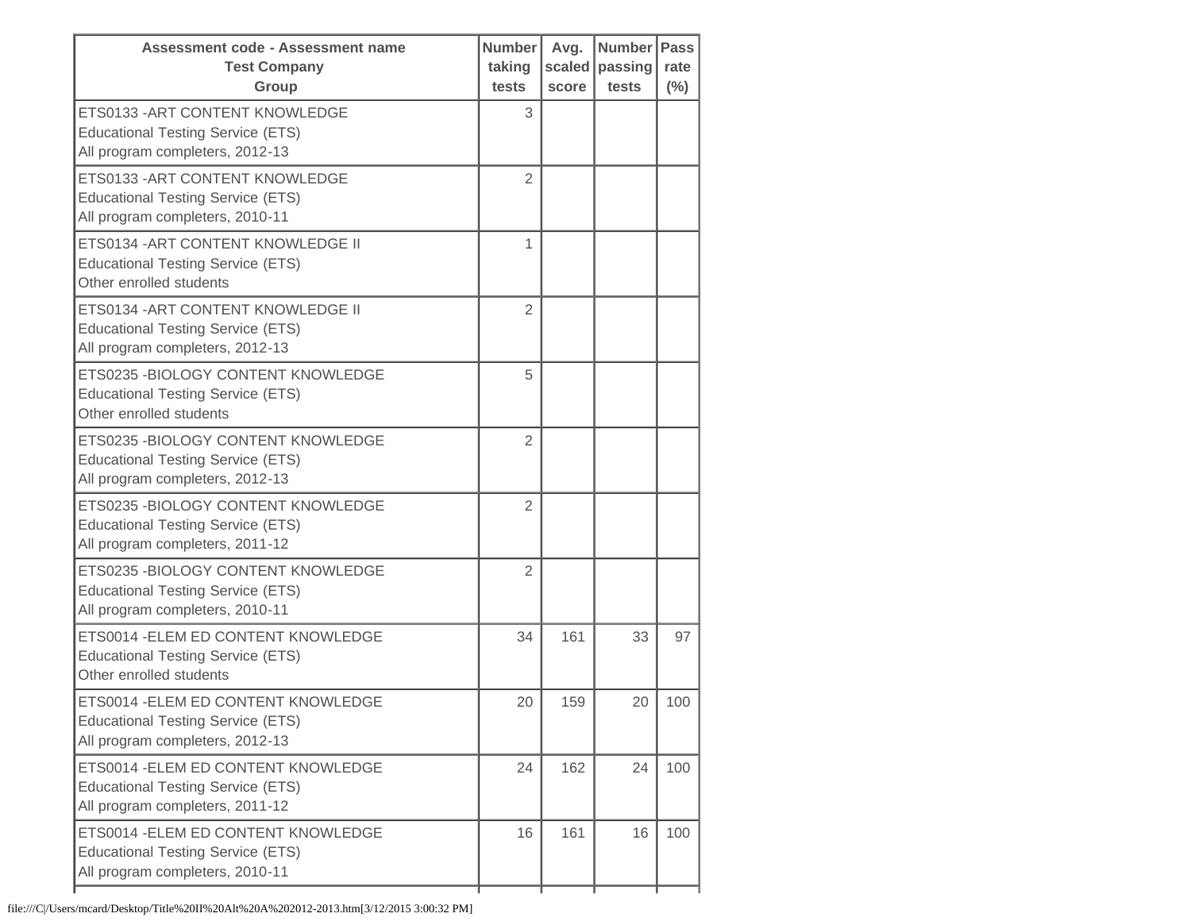| Assessment code - Assessment name<br>Test Company<br>Group | Number taking tests | Avg. scaled score | Number passing tests | Pass rate (%) |
|---|---|---|---|---|
| ETS0133 -ART CONTENT KNOWLEDGE<br>Educational Testing Service (ETS)<br>All program completers, 2012-13 | 3 | | | |
| ETS0133 -ART CONTENT KNOWLEDGE<br>Educational Testing Service (ETS)<br>All program completers, 2010-11 | 2 | | | |
| ETS0134 -ART CONTENT KNOWLEDGE II<br>Educational Testing Service (ETS)<br>Other enrolled students | 1 | | | |
| ETS0134 -ART CONTENT KNOWLEDGE II<br>Educational Testing Service (ETS)<br>All program completers, 2012-13 | 2 | | | |
| ETS0235 -BIOLOGY CONTENT KNOWLEDGE<br>Educational Testing Service (ETS)<br>Other enrolled students | 5 | | | |
| ETS0235 -BIOLOGY CONTENT KNOWLEDGE<br>Educational Testing Service (ETS)<br>All program completers, 2012-13 | 2 | | | |
| ETS0235 -BIOLOGY CONTENT KNOWLEDGE<br>Educational Testing Service (ETS)<br>All program completers, 2011-12 | 2 | | | |
| ETS0235 -BIOLOGY CONTENT KNOWLEDGE<br>Educational Testing Service (ETS)<br>All program completers, 2010-11 | 2 | | | |
| ETS0014 -ELEM ED CONTENT KNOWLEDGE<br>Educational Testing Service (ETS)<br>Other enrolled students | 34 | 161 | 33 | 97 |
| ETS0014 -ELEM ED CONTENT KNOWLEDGE<br>Educational Testing Service (ETS)<br>All program completers, 2012-13 | 20 | 159 | 20 | 100 |
| ETS0014 -ELEM ED CONTENT KNOWLEDGE<br>Educational Testing Service (ETS)<br>All program completers, 2011-12 | 24 | 162 | 24 | 100 |
| ETS0014 -ELEM ED CONTENT KNOWLEDGE<br>Educational Testing Service (ETS)<br>All program completers, 2010-11 | 16 | 161 | 16 | 100 |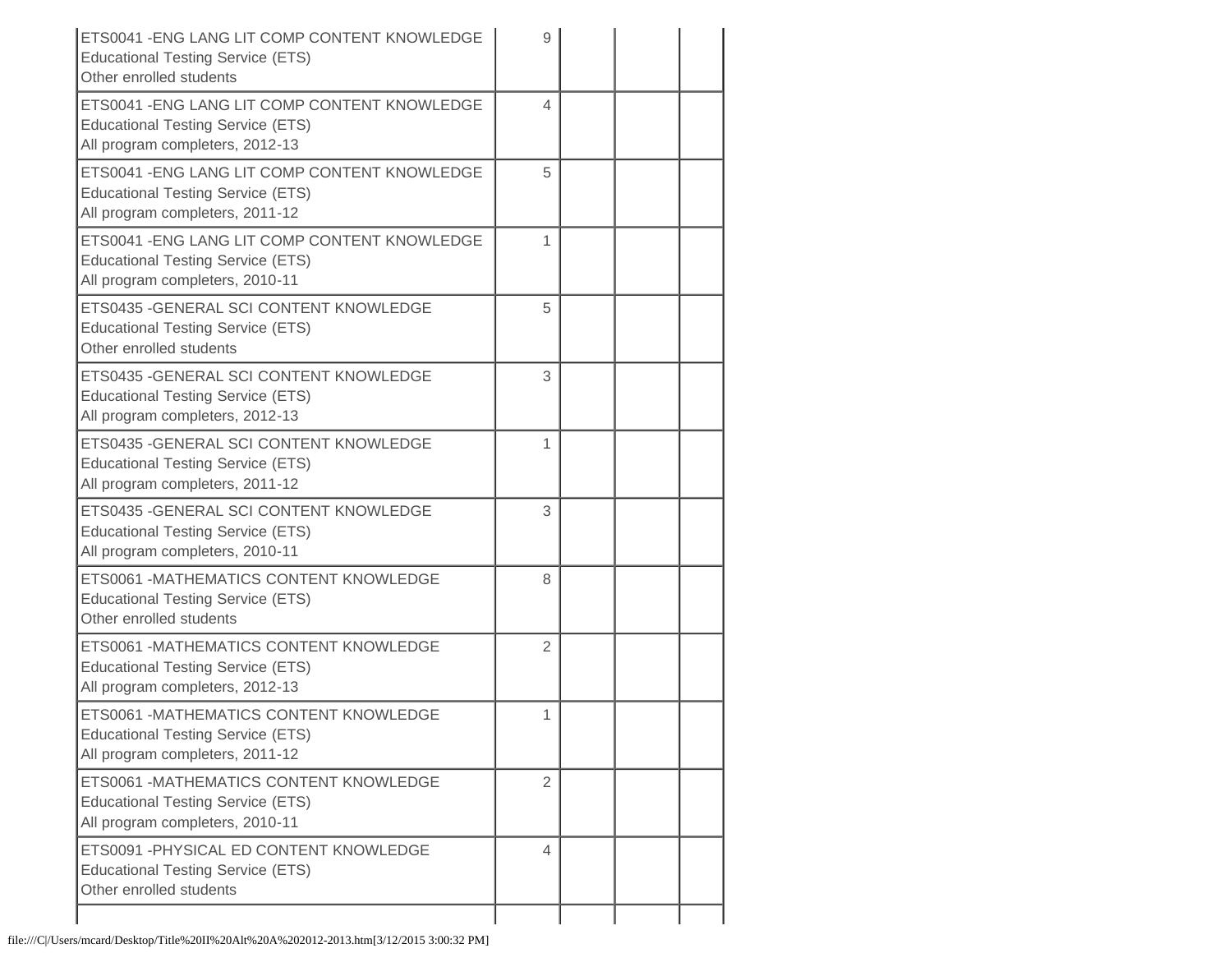| | | | | |
|---|---|---|---|---|
| ETS0041 -ENG LANG LIT COMP CONTENT KNOWLEDGE<br>Educational Testing Service (ETS)<br>Other enrolled students | 9 | | | |
| ETS0041 -ENG LANG LIT COMP CONTENT KNOWLEDGE<br>Educational Testing Service (ETS)<br>All program completers, 2012-13 | 4 | | | |
| ETS0041 -ENG LANG LIT COMP CONTENT KNOWLEDGE<br>Educational Testing Service (ETS)<br>All program completers, 2011-12 | 5 | | | |
| ETS0041 -ENG LANG LIT COMP CONTENT KNOWLEDGE<br>Educational Testing Service (ETS)<br>All program completers, 2010-11 | 1 | | | |
| ETS0435 -GENERAL SCI CONTENT KNOWLEDGE<br>Educational Testing Service (ETS)<br>Other enrolled students | 5 | | | |
| ETS0435 -GENERAL SCI CONTENT KNOWLEDGE<br>Educational Testing Service (ETS)<br>All program completers, 2012-13 | 3 | | | |
| ETS0435 -GENERAL SCI CONTENT KNOWLEDGE<br>Educational Testing Service (ETS)<br>All program completers, 2011-12 | 1 | | | |
| ETS0435 -GENERAL SCI CONTENT KNOWLEDGE<br>Educational Testing Service (ETS)<br>All program completers, 2010-11 | 3 | | | |
| ETS0061 -MATHEMATICS CONTENT KNOWLEDGE<br>Educational Testing Service (ETS)<br>Other enrolled students | 8 | | | |
| ETS0061 -MATHEMATICS CONTENT KNOWLEDGE<br>Educational Testing Service (ETS)<br>All program completers, 2012-13 | 2 | | | |
| ETS0061 -MATHEMATICS CONTENT KNOWLEDGE<br>Educational Testing Service (ETS)<br>All program completers, 2011-12 | 1 | | | |
| ETS0061 -MATHEMATICS CONTENT KNOWLEDGE<br>Educational Testing Service (ETS)<br>All program completers, 2010-11 | 2 | | | |
| ETS0091 -PHYSICAL ED CONTENT KNOWLEDGE<br>Educational Testing Service (ETS)<br>Other enrolled students | 4 | | | |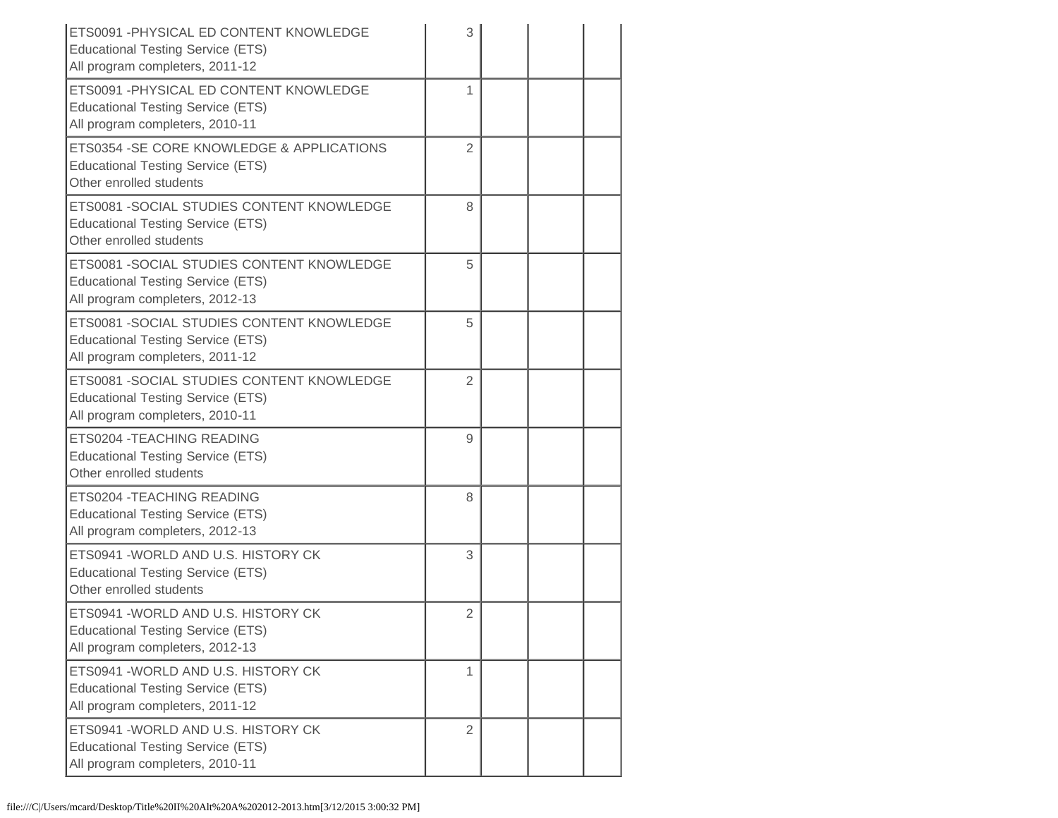| | | | | |
|---|---|---|---|---|
| ETS0091 -PHYSICAL ED CONTENT KNOWLEDGE<br>Educational Testing Service (ETS)<br>All program completers, 2011-12 | 3 | | | |
| ETS0091 -PHYSICAL ED CONTENT KNOWLEDGE<br>Educational Testing Service (ETS)<br>All program completers, 2010-11 | 1 | | | |
| ETS0354 -SE CORE KNOWLEDGE & APPLICATIONS<br>Educational Testing Service (ETS)<br>Other enrolled students | 2 | | | |
| ETS0081 -SOCIAL STUDIES CONTENT KNOWLEDGE<br>Educational Testing Service (ETS)<br>Other enrolled students | 8 | | | |
| ETS0081 -SOCIAL STUDIES CONTENT KNOWLEDGE<br>Educational Testing Service (ETS)<br>All program completers, 2012-13 | 5 | | | |
| ETS0081 -SOCIAL STUDIES CONTENT KNOWLEDGE<br>Educational Testing Service (ETS)<br>All program completers, 2011-12 | 5 | | | |
| ETS0081 -SOCIAL STUDIES CONTENT KNOWLEDGE<br>Educational Testing Service (ETS)<br>All program completers, 2010-11 | 2 | | | |
| ETS0204 -TEACHING READING<br>Educational Testing Service (ETS)<br>Other enrolled students | 9 | | | |
| ETS0204 -TEACHING READING<br>Educational Testing Service (ETS)<br>All program completers, 2012-13 | 8 | | | |
| ETS0941 -WORLD AND U.S. HISTORY CK<br>Educational Testing Service (ETS)<br>Other enrolled students | 3 | | | |
| ETS0941 -WORLD AND U.S. HISTORY CK<br>Educational Testing Service (ETS)<br>All program completers, 2012-13 | 2 | | | |
| ETS0941 -WORLD AND U.S. HISTORY CK<br>Educational Testing Service (ETS)<br>All program completers, 2011-12 | 1 | | | |
| ETS0941 -WORLD AND U.S. HISTORY CK<br>Educational Testing Service (ETS)<br>All program completers, 2010-11 | 2 | | | |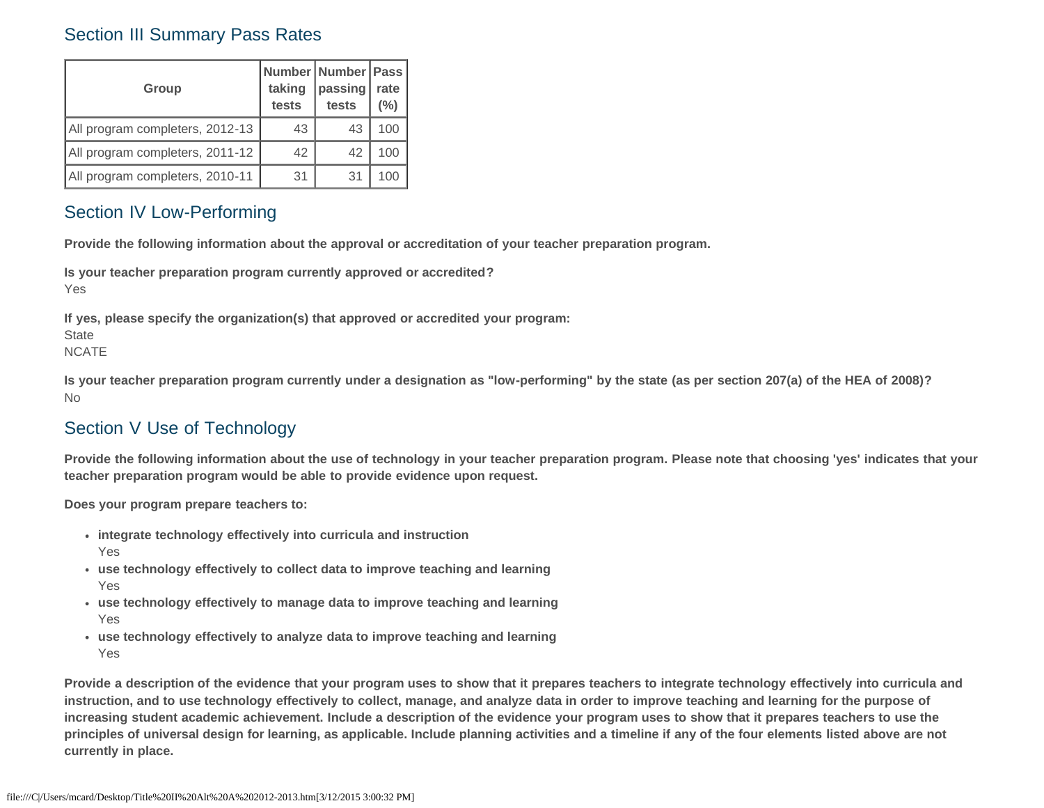## Section III Summary Pass Rates

| Group | Number taking tests | Number passing tests | Pass rate (%) |
|---|---|---|---|
| All program completers, 2012-13 | 43 | 43 | 100 |
| All program completers, 2011-12 | 42 | 42 | 100 |
| All program completers, 2010-11 | 31 | 31 | 100 |

## Section IV Low-Performing

**Provide the following information about the approval or accreditation of your teacher preparation program.**

**Is your teacher preparation program currently approved or accredited?**
Yes

**If yes, please specify the organization(s) that approved or accredited your program:**
State
NCATE

**Is your teacher preparation program currently under a designation as "low-performing" by the state (as per section 207(a) of the HEA of 2008)?**
No

## Section V Use of Technology

**Provide the following information about the use of technology in your teacher preparation program. Please note that choosing 'yes' indicates that your teacher preparation program would be able to provide evidence upon request.**

**Does your program prepare teachers to:**

- **integrate technology effectively into curricula and instruction**
  Yes
- **use technology effectively to collect data to improve teaching and learning**
  Yes
- **use technology effectively to manage data to improve teaching and learning**
  Yes
- **use technology effectively to analyze data to improve teaching and learning**
  Yes

**Provide a description of the evidence that your program uses to show that it prepares teachers to integrate technology effectively into curricula and instruction, and to use technology effectively to collect, manage, and analyze data in order to improve teaching and learning for the purpose of increasing student academic achievement. Include a description of the evidence your program uses to show that it prepares teachers to use the principles of universal design for learning, as applicable. Include planning activities and a timeline if any of the four elements listed above are not currently in place.**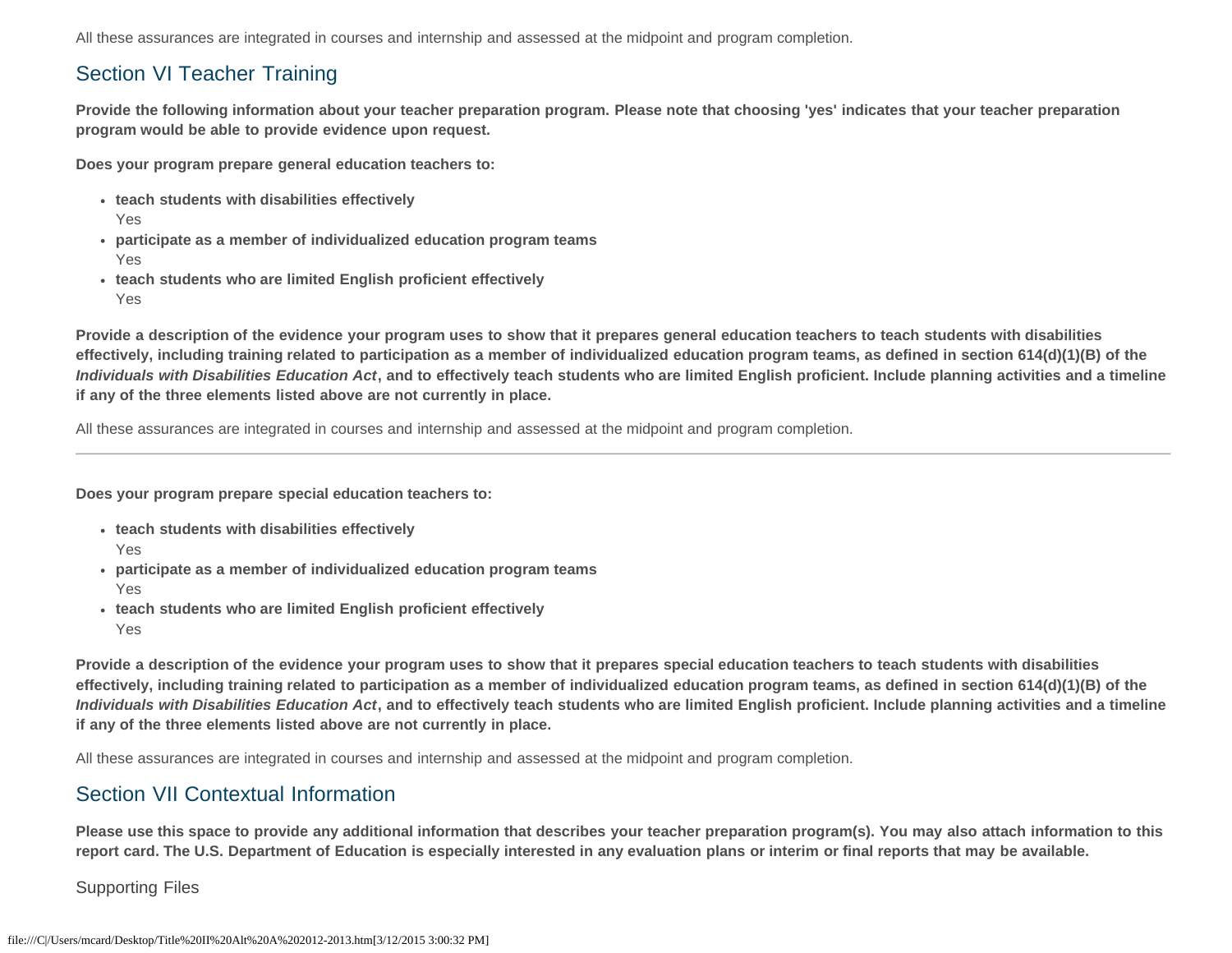All these assurances are integrated in courses and internship and assessed at the midpoint and program completion.

## Section VI Teacher Training

**Provide the following information about your teacher preparation program. Please note that choosing 'yes' indicates that your teacher preparation program would be able to provide evidence upon request.**

**Does your program prepare general education teachers to:**

- **teach students with disabilities effectively**
  Yes
- **participate as a member of individualized education program teams**
  Yes
- **teach students who are limited English proficient effectively**
  Yes

**Provide a description of the evidence your program uses to show that it prepares general education teachers to teach students with disabilities effectively, including training related to participation as a member of individualized education program teams, as defined in section 614(d)(1)(B) of the *Individuals with Disabilities Education Act*, and to effectively teach students who are limited English proficient. Include planning activities and a timeline if any of the three elements listed above are not currently in place.**

All these assurances are integrated in courses and internship and assessed at the midpoint and program completion.

---

**Does your program prepare special education teachers to:**

- **teach students with disabilities effectively**
  Yes
- **participate as a member of individualized education program teams**
  Yes
- **teach students who are limited English proficient effectively**
  Yes

**Provide a description of the evidence your program uses to show that it prepares special education teachers to teach students with disabilities effectively, including training related to participation as a member of individualized education program teams, as defined in section 614(d)(1)(B) of the *Individuals with Disabilities Education Act*, and to effectively teach students who are limited English proficient. Include planning activities and a timeline if any of the three elements listed above are not currently in place.**

All these assurances are integrated in courses and internship and assessed at the midpoint and program completion.

## Section VII Contextual Information

**Please use this space to provide any additional information that describes your teacher preparation program(s). You may also attach information to this report card. The U.S. Department of Education is especially interested in any evaluation plans or interim or final reports that may be available.**

Supporting Files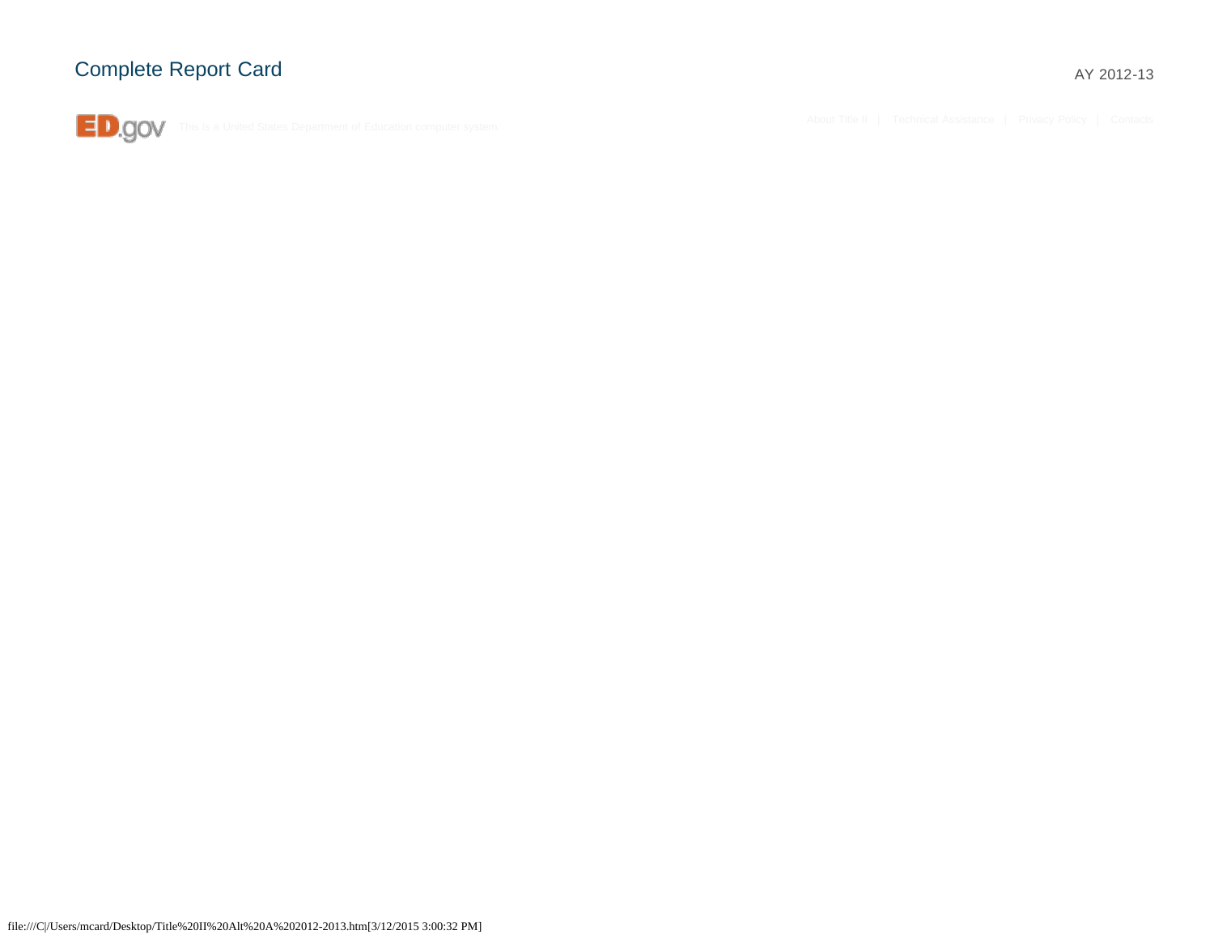This is a United States Department of Education computer system.

About Title II | Technical Assistance | Privacy Policy | Contacts